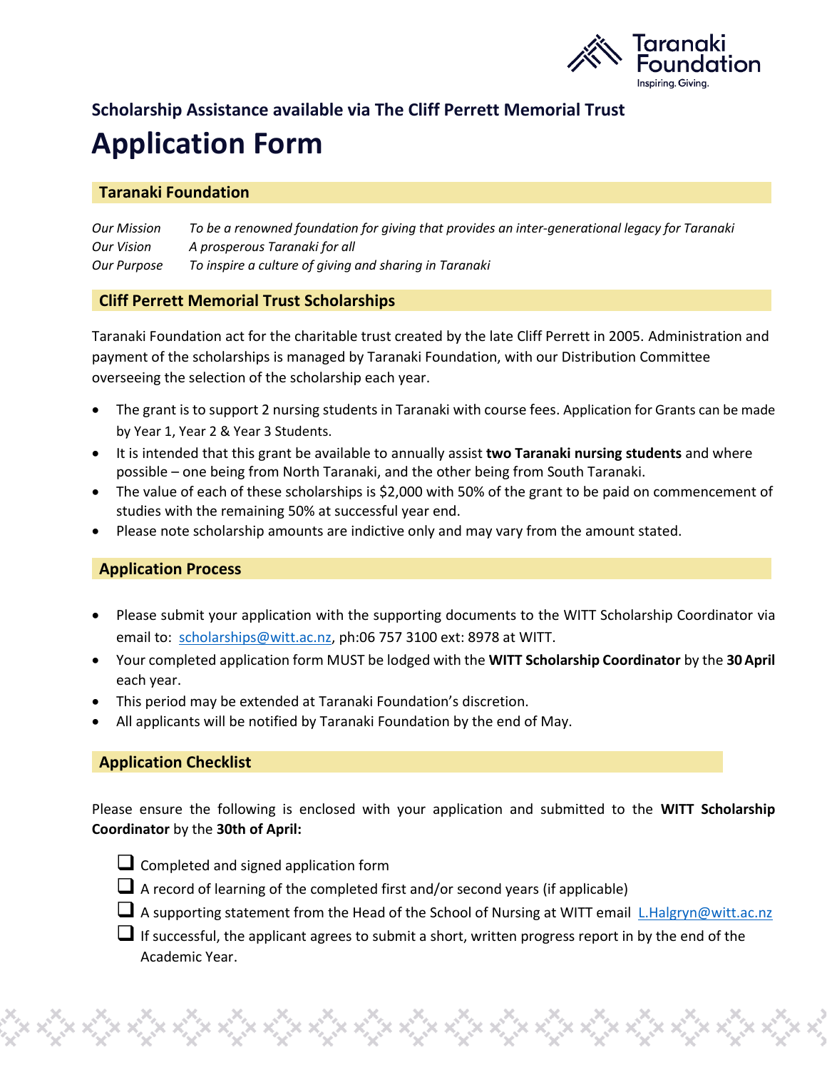Taranaki Foundation
Inspiring. Giving.

## Scholarship Assistance available via The Cliff Perrett Memorial Trust

# Application Form

### Taranaki Foundation

*Our Mission* *To be a renowned foundation for giving that provides an inter-generational legacy for Taranaki*
*Our Vision* *A prosperous Taranaki for all*
*Our Purpose* *To inspire a culture of giving and sharing in Taranaki*

### Cliff Perrett Memorial Trust Scholarships

Taranaki Foundation act for the charitable trust created by the late Cliff Perrett in 2005. Administration and payment of the scholarships is managed by Taranaki Foundation, with our Distribution Committee overseeing the selection of the scholarship each year.

- The grant is to support 2 nursing students in Taranaki with course fees. Application for Grants can be made by Year 1, Year 2 & Year 3 Students.
- It is intended that this grant be available to annually assist **two Taranaki nursing students** and where possible – one being from North Taranaki, and the other being from South Taranaki.
- The value of each of these scholarships is $2,000 with 50% of the grant to be paid on commencement of studies with the remaining 50% at successful year end.
- Please note scholarship amounts are indictive only and may vary from the amount stated.

### Application Process

- Please submit your application with the supporting documents to the WITT Scholarship Coordinator via email to: scholarships@witt.ac.nz, ph:06 757 3100 ext: 8978 at WITT.
- Your completed application form MUST be lodged with the **WITT Scholarship Coordinator** by the **30 April** each year.
- This period may be extended at Taranaki Foundation's discretion.
- All applicants will be notified by Taranaki Foundation by the end of May.

### Application Checklist

Please ensure the following is enclosed with your application and submitted to the **WITT Scholarship Coordinator** by the **30th of April:**

- ☐ Completed and signed application form
- ☐ A record of learning of the completed first and/or second years (if applicable)
- ☐ A supporting statement from the Head of the School of Nursing at WITT email L.Halgryn@witt.ac.nz
- ☐ If successful, the applicant agrees to submit a short, written progress report in by the end of the Academic Year.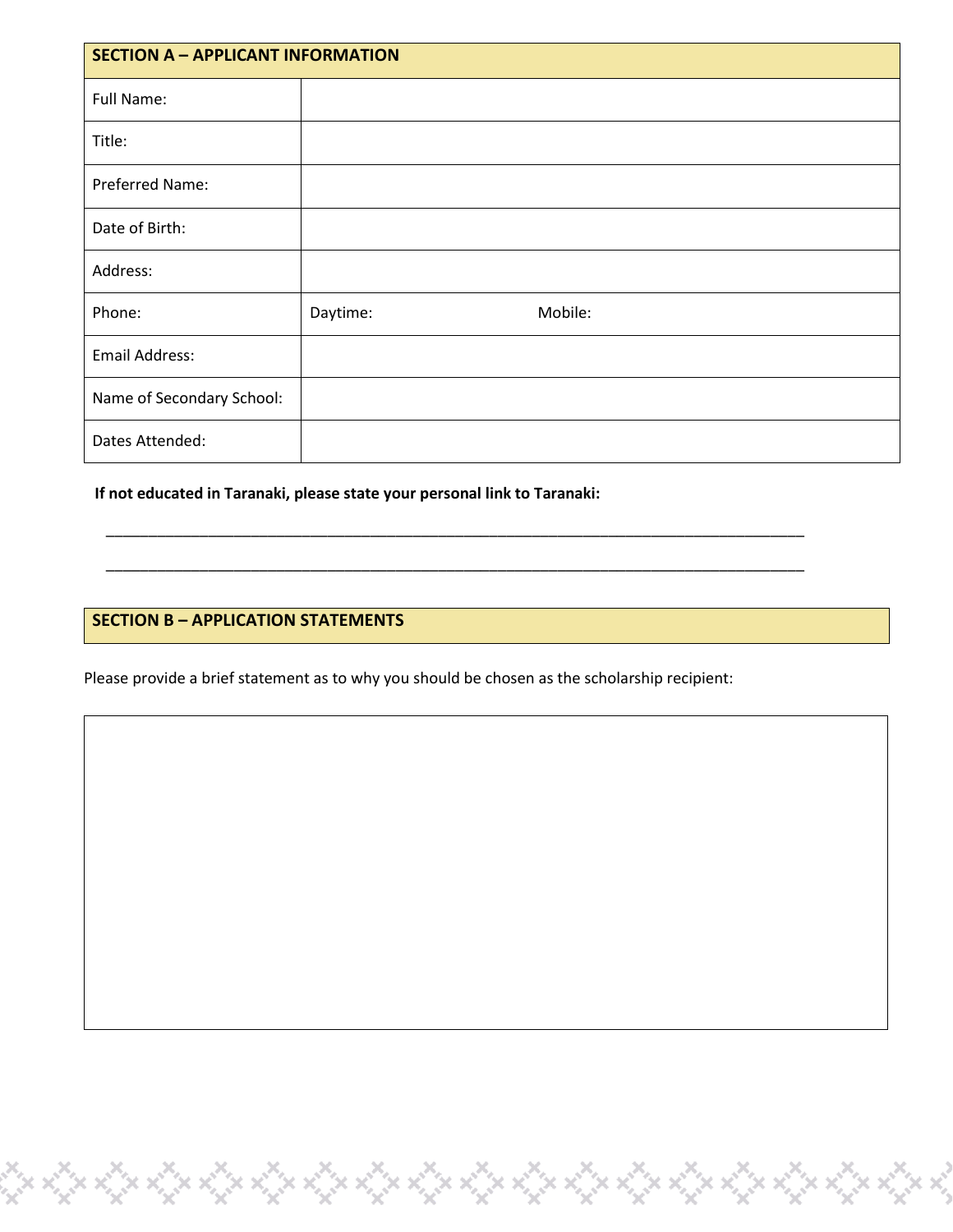| SECTION A – APPLICANT INFORMATION | |
|---|---|
| Full Name: | |
| Title: | |
| Preferred Name: | |
| Date of Birth: | |
| Address: | |
| Phone: | Daytime: Mobile: |
| Email Address: | |
| Name of Secondary School: | |
| Dates Attended: | |

**If not educated in Taranaki, please state your personal link to Taranaki:**

_______________________________________________________________________________

_______________________________________________________________________________

## SECTION B – APPLICATION STATEMENTS

Please provide a brief statement as to why you should be chosen as the scholarship recipient:

| |
|---|
| |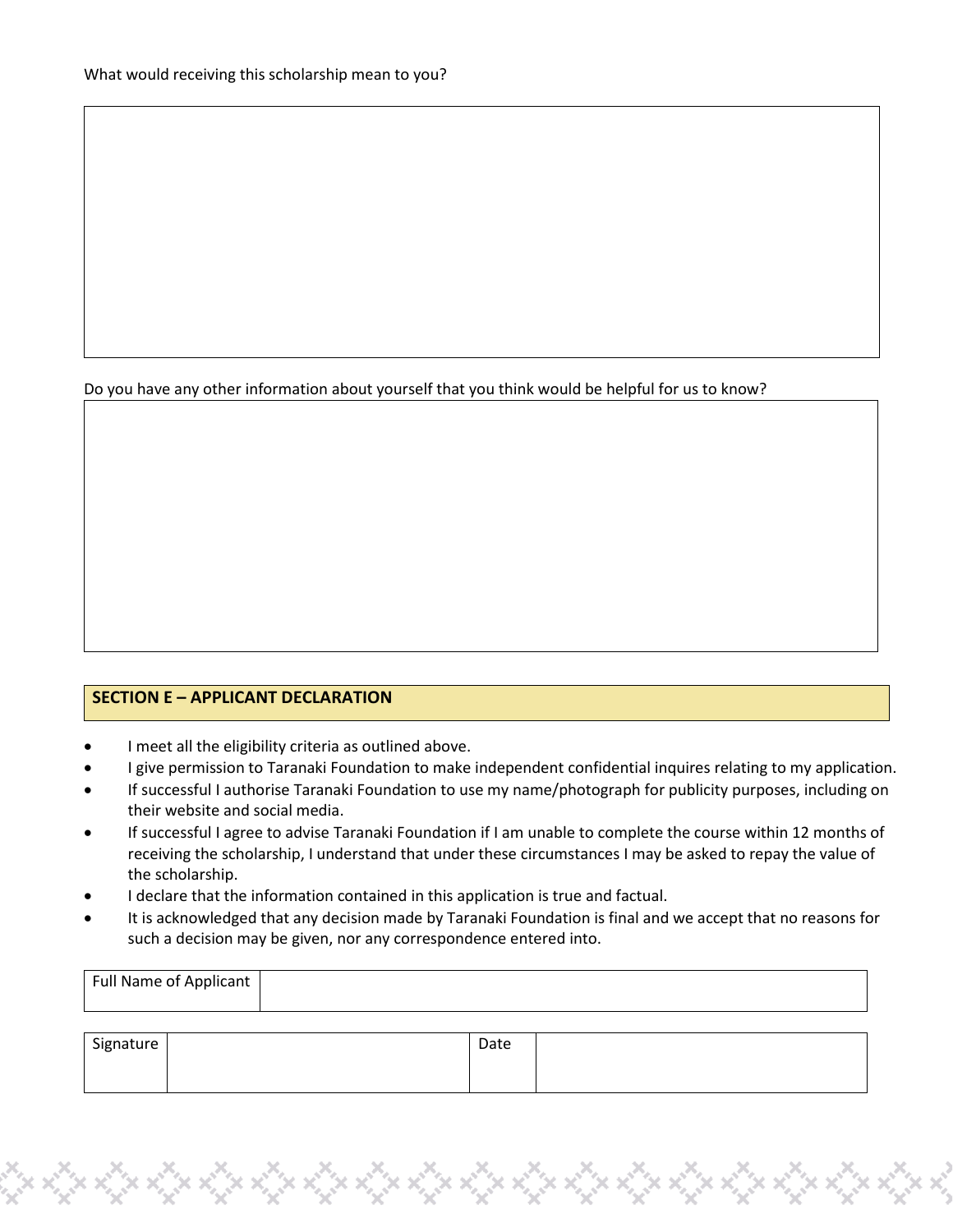What would receiving this scholarship mean to you?

Do you have any other information about yourself that you think would be helpful for us to know?

## SECTION E – APPLICANT DECLARATION

- I meet all the eligibility criteria as outlined above.
- I give permission to Taranaki Foundation to make independent confidential inquires relating to my application.
- If successful I authorise Taranaki Foundation to use my name/photograph for publicity purposes, including on their website and social media.
- If successful I agree to advise Taranaki Foundation if I am unable to complete the course within 12 months of receiving the scholarship, I understand that under these circumstances I may be asked to repay the value of the scholarship.
- I declare that the information contained in this application is true and factual.
- It is acknowledged that any decision made by Taranaki Foundation is final and we accept that no reasons for such a decision may be given, nor any correspondence entered into.

| | |
|---|---|
| Full Name of Applicant | |

| | | | |
|---|---|---|---|
| Signature | | Date | |